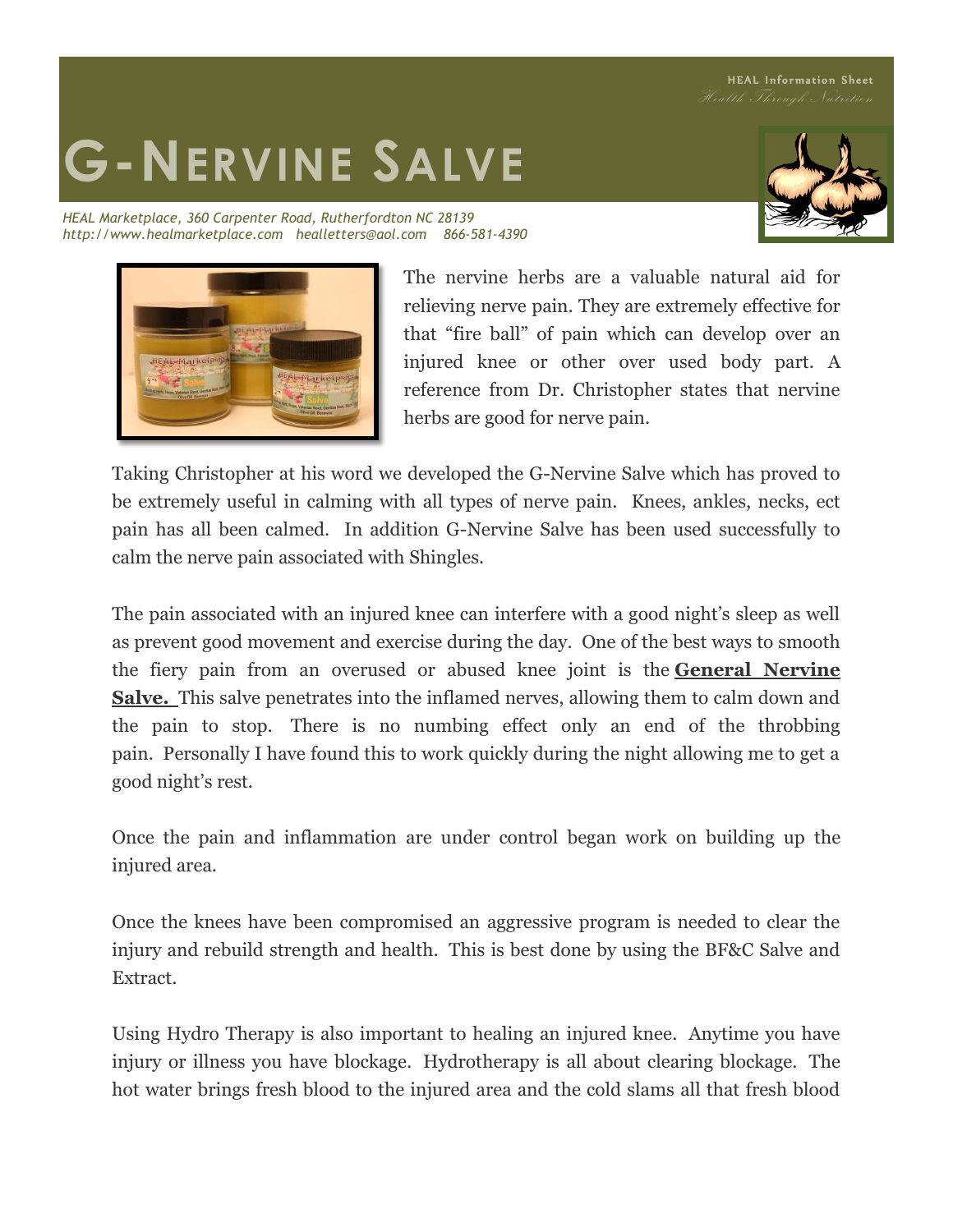HEAL Information Sheet

*Health Through Nutrition*

# G-NERVINE SALVE

*HEAL Marketplace, 360 Carpenter Road, Rutherfordton NC 28139*
*http://www.healmarketplace.com healletters@aol.com 866-581-4390*

The nervine herbs are a valuable natural aid for relieving nerve pain. They are extremely effective for that "fire ball" of pain which can develop over an injured knee or other over used body part. A reference from Dr. Christopher states that nervine herbs are good for nerve pain.

Taking Christopher at his word we developed the G-Nervine Salve which has proved to be extremely useful in calming with all types of nerve pain. Knees, ankles, necks, ect pain has all been calmed. In addition G-Nervine Salve has been used successfully to calm the nerve pain associated with Shingles.

The pain associated with an injured knee can interfere with a good night's sleep as well as prevent good movement and exercise during the day. One of the best ways to smooth the fiery pain from an overused or abused knee joint is the **General Nervine Salve.** This salve penetrates into the inflamed nerves, allowing them to calm down and the pain to stop. There is no numbing effect only an end of the throbbing pain. Personally I have found this to work quickly during the night allowing me to get a good night's rest.

Once the pain and inflammation are under control began work on building up the injured area.

Once the knees have been compromised an aggressive program is needed to clear the injury and rebuild strength and health. This is best done by using the BF&C Salve and Extract.

Using Hydro Therapy is also important to healing an injured knee. Anytime you have injury or illness you have blockage. Hydrotherapy is all about clearing blockage. The hot water brings fresh blood to the injured area and the cold slams all that fresh blood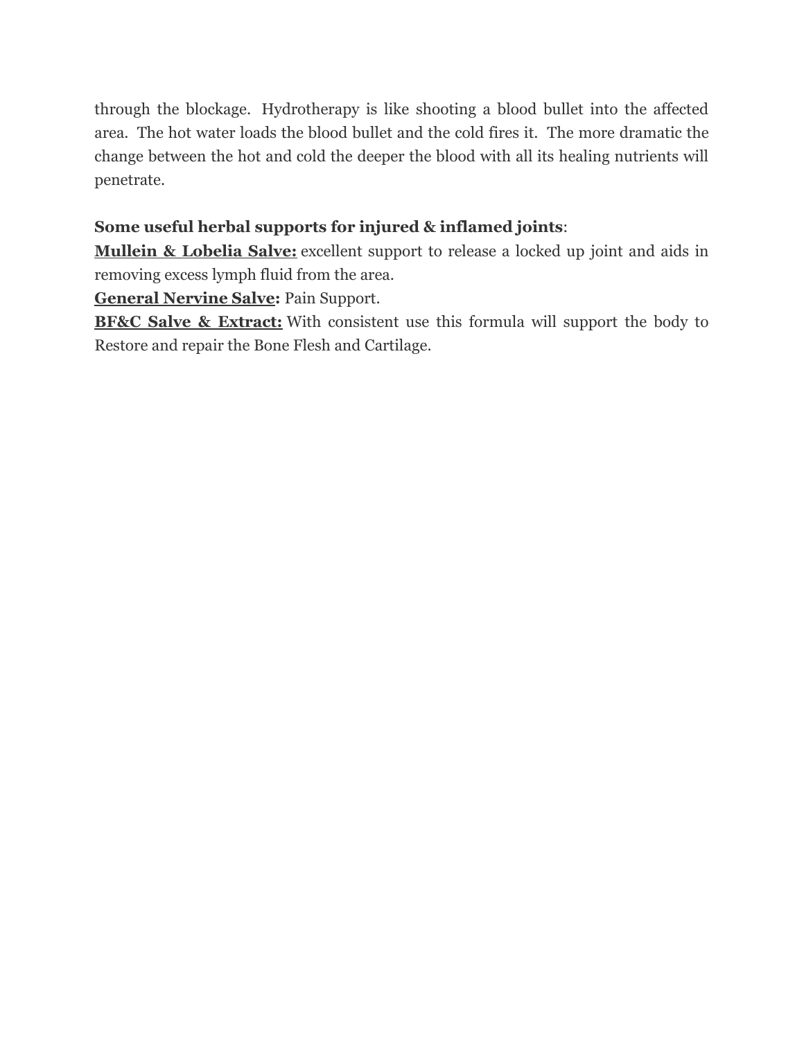through the blockage. Hydrotherapy is like shooting a blood bullet into the affected area. The hot water loads the blood bullet and the cold fires it. The more dramatic the change between the hot and cold the deeper the blood with all its healing nutrients will penetrate.

**Some useful herbal supports for injured & inflamed joints**:

**Mullein & Lobelia Salve:** excellent support to release a locked up joint and aids in removing excess lymph fluid from the area.

**General Nervine Salve:** Pain Support.

**BF&C Salve & Extract:** With consistent use this formula will support the body to Restore and repair the Bone Flesh and Cartilage.